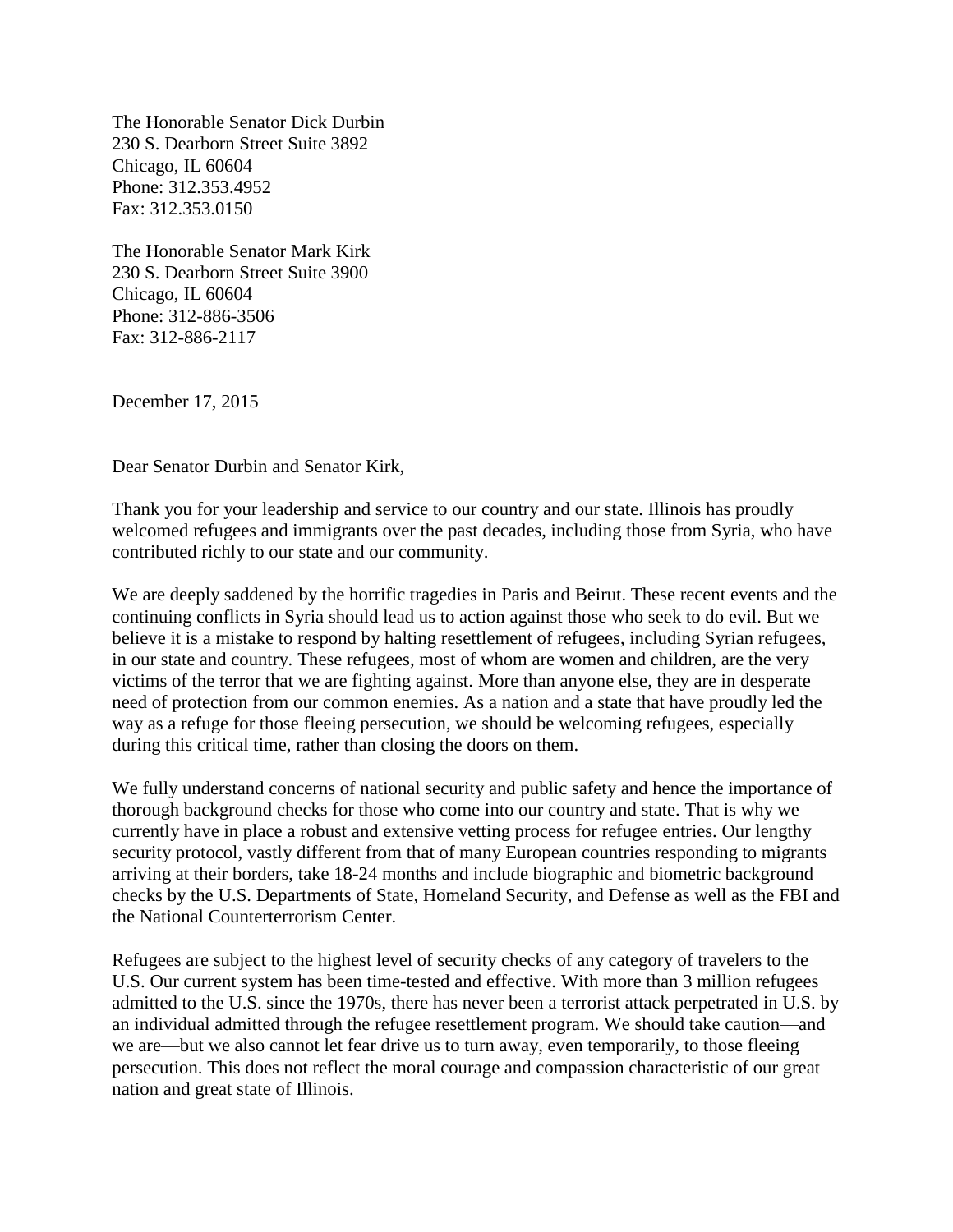The Honorable Senator Dick Durbin
230 S. Dearborn Street Suite 3892
Chicago, IL 60604
Phone: 312.353.4952
Fax: 312.353.0150

The Honorable Senator Mark Kirk
230 S. Dearborn Street Suite 3900
Chicago, IL 60604
Phone: 312-886-3506
Fax: 312-886-2117

December 17, 2015

Dear Senator Durbin and Senator Kirk,

Thank you for your leadership and service to our country and our state. Illinois has proudly welcomed refugees and immigrants over the past decades, including those from Syria, who have contributed richly to our state and our community.

We are deeply saddened by the horrific tragedies in Paris and Beirut. These recent events and the continuing conflicts in Syria should lead us to action against those who seek to do evil. But we believe it is a mistake to respond by halting resettlement of refugees, including Syrian refugees, in our state and country. These refugees, most of whom are women and children, are the very victims of the terror that we are fighting against. More than anyone else, they are in desperate need of protection from our common enemies. As a nation and a state that have proudly led the way as a refuge for those fleeing persecution, we should be welcoming refugees, especially during this critical time, rather than closing the doors on them.

We fully understand concerns of national security and public safety and hence the importance of thorough background checks for those who come into our country and state. That is why we currently have in place a robust and extensive vetting process for refugee entries. Our lengthy security protocol, vastly different from that of many European countries responding to migrants arriving at their borders, take 18-24 months and include biographic and biometric background checks by the U.S. Departments of State, Homeland Security, and Defense as well as the FBI and the National Counterterrorism Center.

Refugees are subject to the highest level of security checks of any category of travelers to the U.S. Our current system has been time-tested and effective. With more than 3 million refugees admitted to the U.S. since the 1970s, there has never been a terrorist attack perpetrated in U.S. by an individual admitted through the refugee resettlement program. We should take caution—and we are—but we also cannot let fear drive us to turn away, even temporarily, to those fleeing persecution. This does not reflect the moral courage and compassion characteristic of our great nation and great state of Illinois.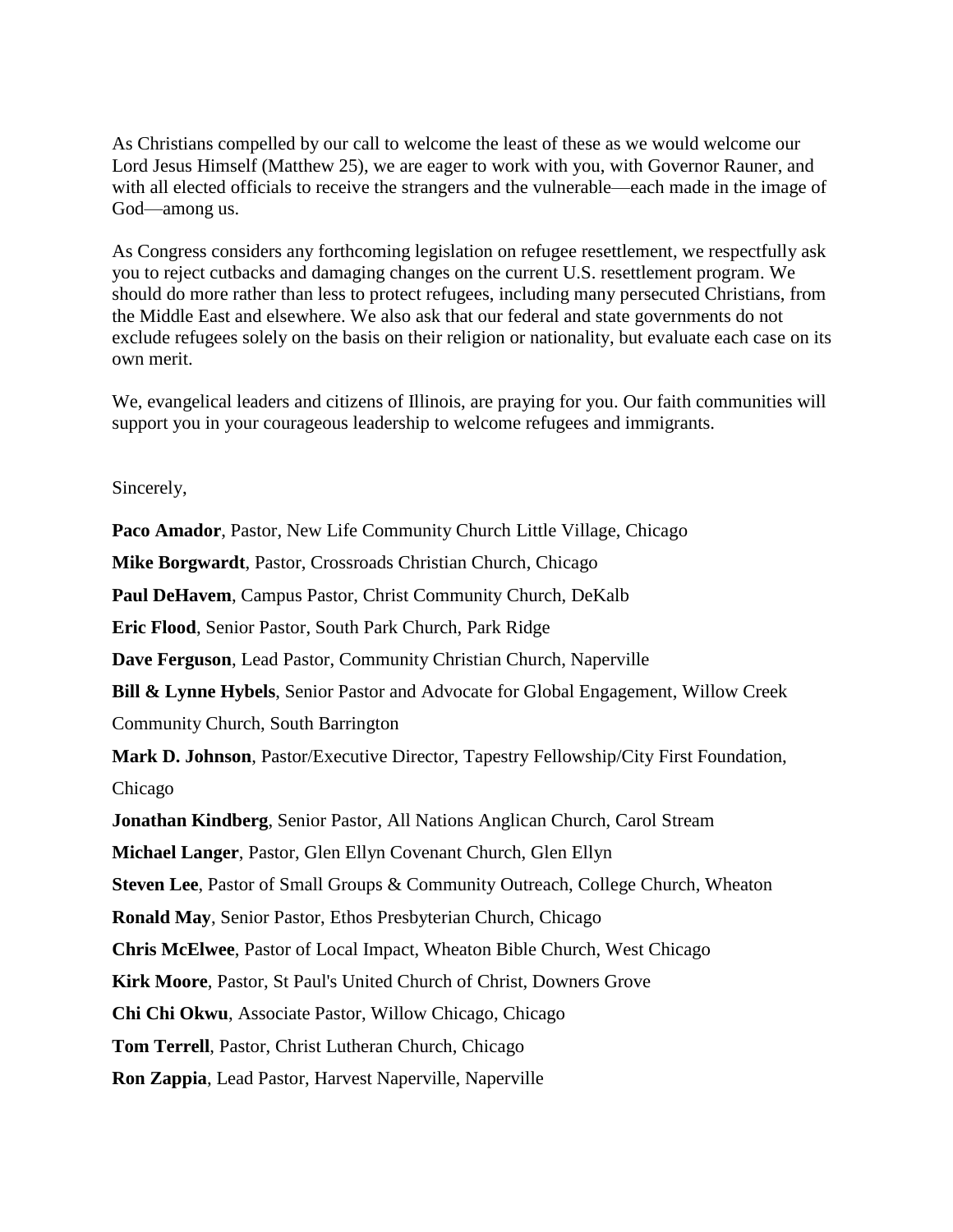As Christians compelled by our call to welcome the least of these as we would welcome our Lord Jesus Himself (Matthew 25), we are eager to work with you, with Governor Rauner, and with all elected officials to receive the strangers and the vulnerable—each made in the image of God—among us.

As Congress considers any forthcoming legislation on refugee resettlement, we respectfully ask you to reject cutbacks and damaging changes on the current U.S. resettlement program. We should do more rather than less to protect refugees, including many persecuted Christians, from the Middle East and elsewhere. We also ask that our federal and state governments do not exclude refugees solely on the basis on their religion or nationality, but evaluate each case on its own merit.

We, evangelical leaders and citizens of Illinois, are praying for you. Our faith communities will support you in your courageous leadership to welcome refugees and immigrants.

Sincerely,

**Paco Amador**, Pastor, New Life Community Church Little Village, Chicago

**Mike Borgwardt**, Pastor, Crossroads Christian Church, Chicago

**Paul DeHavem**, Campus Pastor, Christ Community Church, DeKalb

**Eric Flood**, Senior Pastor, South Park Church, Park Ridge

**Dave Ferguson**, Lead Pastor, Community Christian Church, Naperville

**Bill & Lynne Hybels**, Senior Pastor and Advocate for Global Engagement, Willow Creek Community Church, South Barrington

**Mark D. Johnson**, Pastor/Executive Director, Tapestry Fellowship/City First Foundation, Chicago

**Jonathan Kindberg**, Senior Pastor, All Nations Anglican Church, Carol Stream

**Michael Langer**, Pastor, Glen Ellyn Covenant Church, Glen Ellyn

**Steven Lee**, Pastor of Small Groups & Community Outreach, College Church, Wheaton

**Ronald May**, Senior Pastor, Ethos Presbyterian Church, Chicago

**Chris McElwee**, Pastor of Local Impact, Wheaton Bible Church, West Chicago

**Kirk Moore**, Pastor, St Paul's United Church of Christ, Downers Grove

**Chi Chi Okwu**, Associate Pastor, Willow Chicago, Chicago

**Tom Terrell**, Pastor, Christ Lutheran Church, Chicago

**Ron Zappia**, Lead Pastor, Harvest Naperville, Naperville